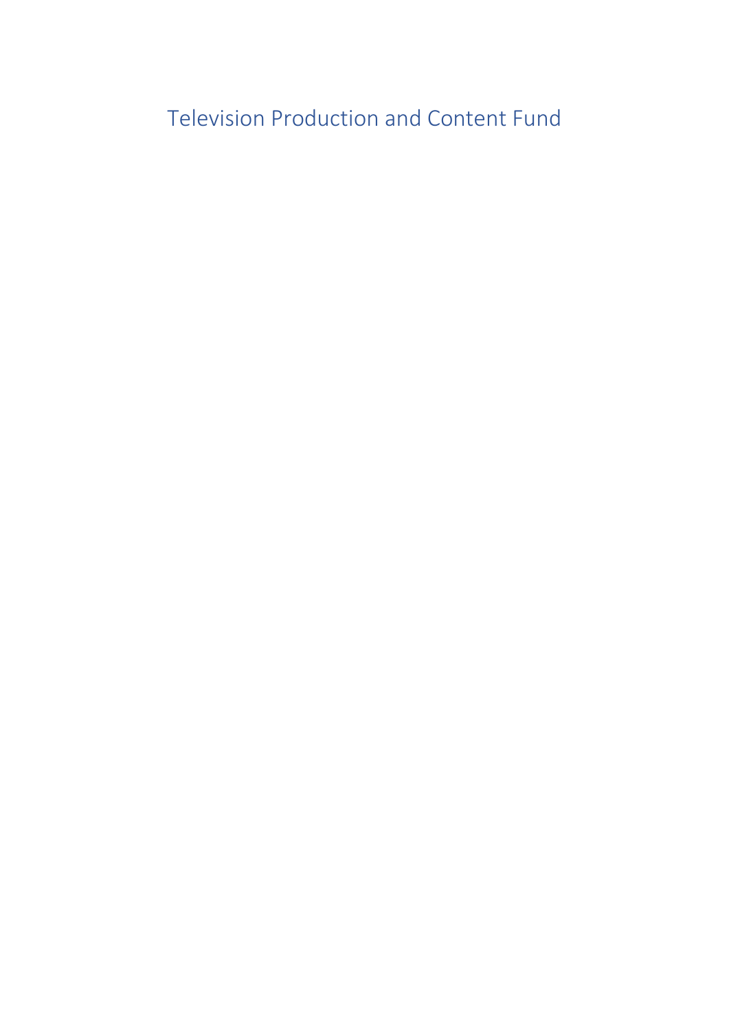# Television Production and Content Fund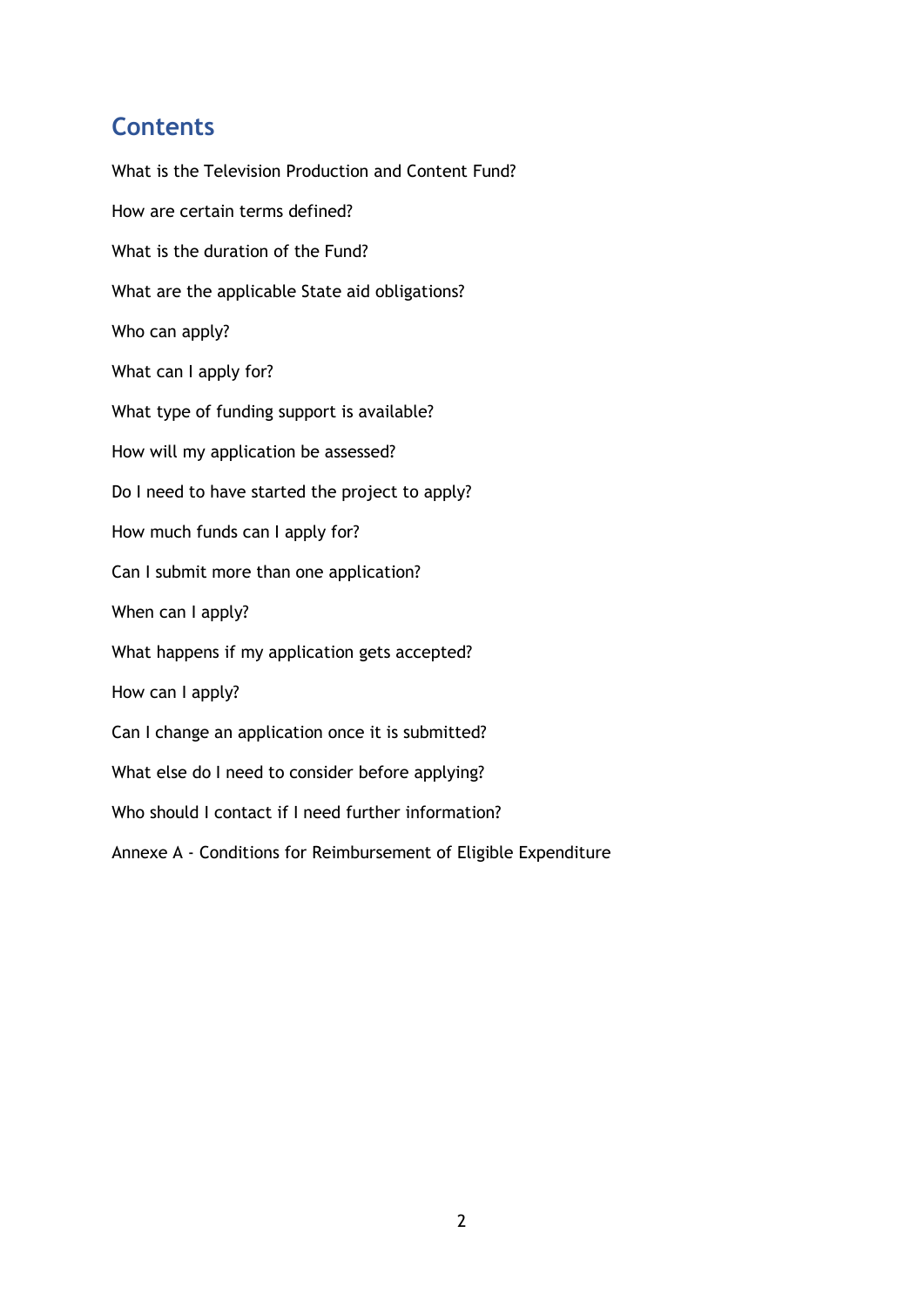## Contents

What is the Television Production and Content Fund?

How are certain terms defined?

What is the duration of the Fund?

What are the applicable State aid obligations?

Who can apply?

What can I apply for?

What type of funding support is available?

How will my application be assessed?

Do I need to have started the project to apply?

How much funds can I apply for?

Can I submit more than one application?

When can I apply?

What happens if my application gets accepted?

How can I apply?

Can I change an application once it is submitted?

What else do I need to consider before applying?

Who should I contact if I need further information?

Annexe A - Conditions for Reimbursement of Eligible Expenditure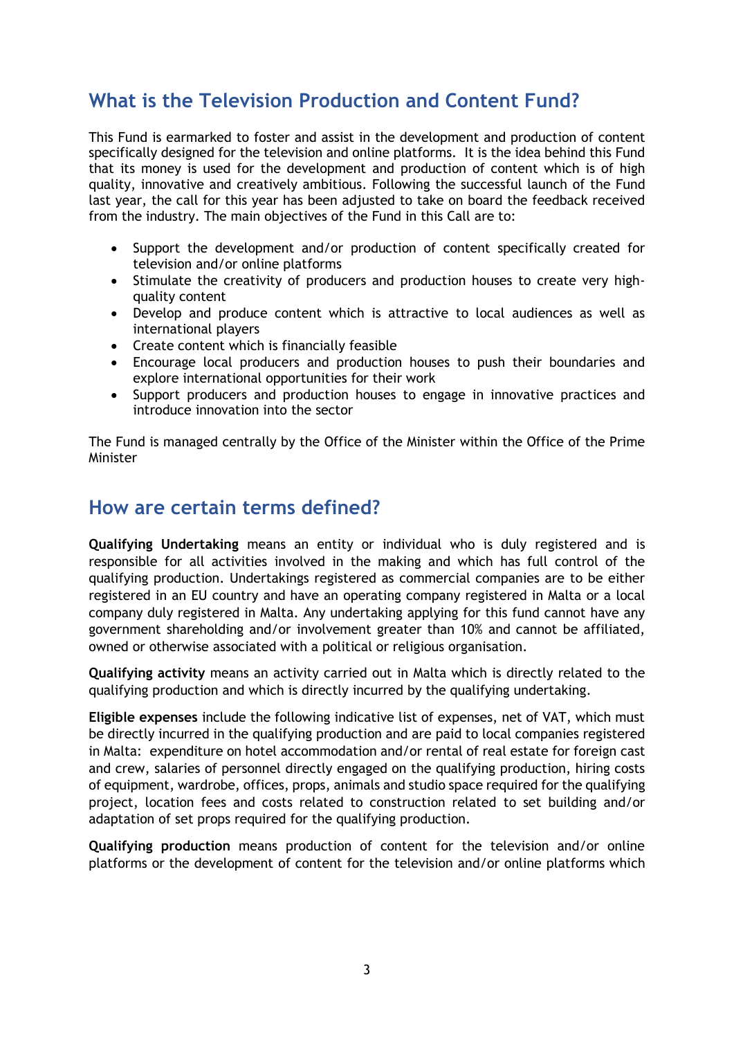## What is the Television Production and Content Fund?

This Fund is earmarked to foster and assist in the development and production of content specifically designed for the television and online platforms. It is the idea behind this Fund that its money is used for the development and production of content which is of high quality, innovative and creatively ambitious. Following the successful launch of the Fund last year, the call for this year has been adjusted to take on board the feedback received from the industry. The main objectives of the Fund in this Call are to:

- Support the development and/or production of content specifically created for television and/or online platforms
- Stimulate the creativity of producers and production houses to create very high-quality content
- Develop and produce content which is attractive to local audiences as well as international players
- Create content which is financially feasible
- Encourage local producers and production houses to push their boundaries and explore international opportunities for their work
- Support producers and production houses to engage in innovative practices and introduce innovation into the sector

The Fund is managed centrally by the Office of the Minister within the Office of the Prime Minister

## How are certain terms defined?

**Qualifying Undertaking** means an entity or individual who is duly registered and is responsible for all activities involved in the making and which has full control of the qualifying production. Undertakings registered as commercial companies are to be either registered in an EU country and have an operating company registered in Malta or a local company duly registered in Malta. Any undertaking applying for this fund cannot have any government shareholding and/or involvement greater than 10% and cannot be affiliated, owned or otherwise associated with a political or religious organisation.

**Qualifying activity** means an activity carried out in Malta which is directly related to the qualifying production and which is directly incurred by the qualifying undertaking.

**Eligible expenses** include the following indicative list of expenses, net of VAT, which must be directly incurred in the qualifying production and are paid to local companies registered in Malta: expenditure on hotel accommodation and/or rental of real estate for foreign cast and crew, salaries of personnel directly engaged on the qualifying production, hiring costs of equipment, wardrobe, offices, props, animals and studio space required for the qualifying project, location fees and costs related to construction related to set building and/or adaptation of set props required for the qualifying production.

**Qualifying production** means production of content for the television and/or online platforms or the development of content for the television and/or online platforms which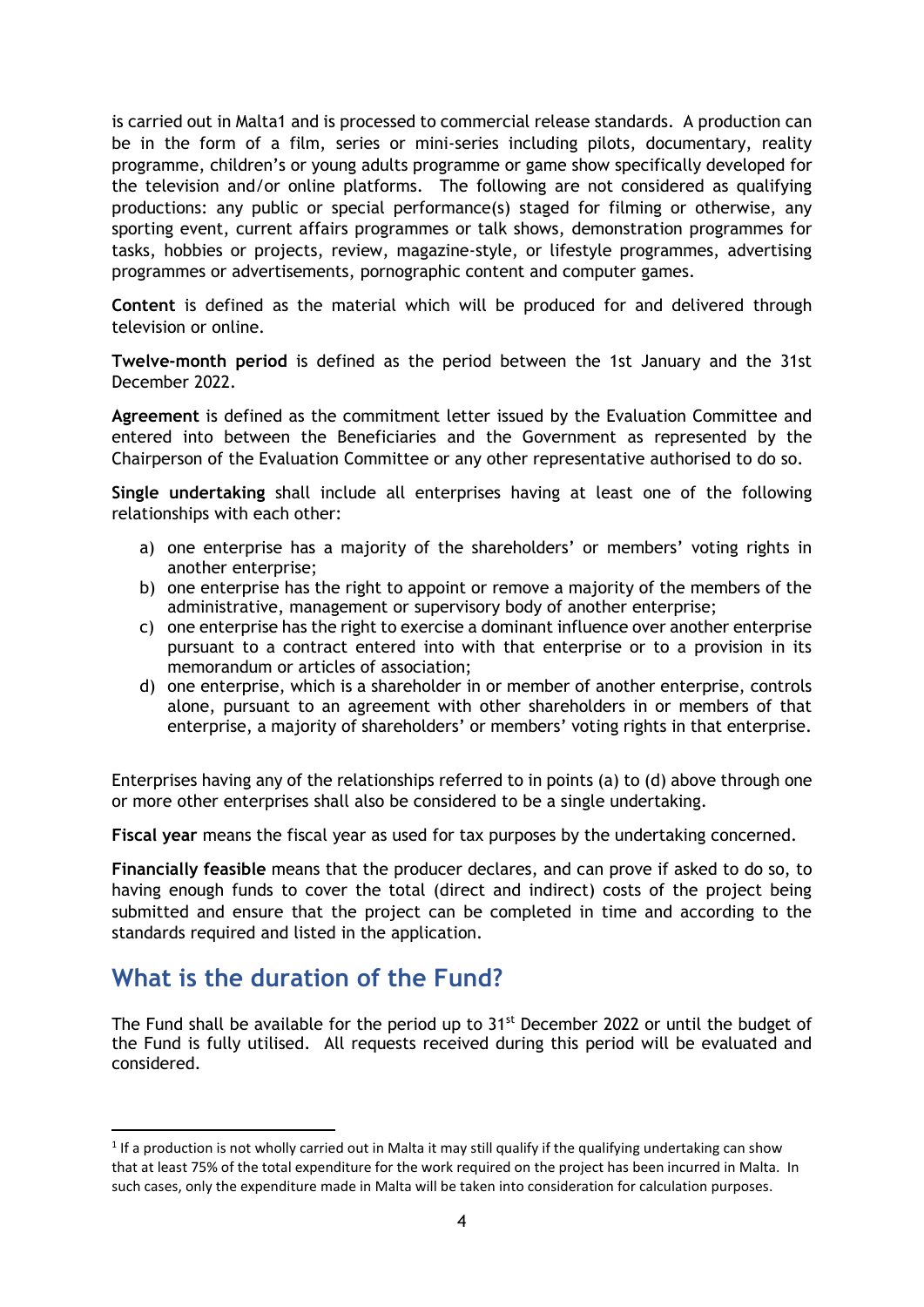is carried out in Malta[1] and is processed to commercial release standards. A production can be in the form of a film, series or mini-series including pilots, documentary, reality programme, children's or young adults programme or game show specifically developed for the television and/or online platforms. The following are not considered as qualifying productions: any public or special performance(s) staged for filming or otherwise, any sporting event, current affairs programmes or talk shows, demonstration programmes for tasks, hobbies or projects, review, magazine-style, or lifestyle programmes, advertising programmes or advertisements, pornographic content and computer games.

**Content** is defined as the material which will be produced for and delivered through television or online.

**Twelve-month period** is defined as the period between the 1st January and the 31st December 2022.

**Agreement** is defined as the commitment letter issued by the Evaluation Committee and entered into between the Beneficiaries and the Government as represented by the Chairperson of the Evaluation Committee or any other representative authorised to do so.

**Single undertaking** shall include all enterprises having at least one of the following relationships with each other:

a) one enterprise has a majority of the shareholders' or members' voting rights in another enterprise;
b) one enterprise has the right to appoint or remove a majority of the members of the administrative, management or supervisory body of another enterprise;
c) one enterprise has the right to exercise a dominant influence over another enterprise pursuant to a contract entered into with that enterprise or to a provision in its memorandum or articles of association;
d) one enterprise, which is a shareholder in or member of another enterprise, controls alone, pursuant to an agreement with other shareholders in or members of that enterprise, a majority of shareholders' or members' voting rights in that enterprise.

Enterprises having any of the relationships referred to in points (a) to (d) above through one or more other enterprises shall also be considered to be a single undertaking.

**Fiscal year** means the fiscal year as used for tax purposes by the undertaking concerned.

**Financially feasible** means that the producer declares, and can prove if asked to do so, to having enough funds to cover the total (direct and indirect) costs of the project being submitted and ensure that the project can be completed in time and according to the standards required and listed in the application.

## What is the duration of the Fund?

The Fund shall be available for the period up to 31st December 2022 or until the budget of the Fund is fully utilised. All requests received during this period will be evaluated and considered.

[1] If a production is not wholly carried out in Malta it may still qualify if the qualifying undertaking can show that at least 75% of the total expenditure for the work required on the project has been incurred in Malta. In such cases, only the expenditure made in Malta will be taken into consideration for calculation purposes.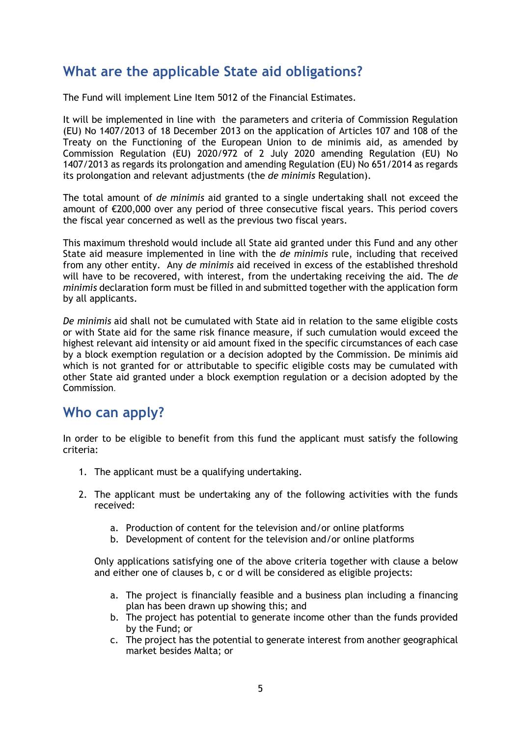## What are the applicable State aid obligations?

The Fund will implement Line Item 5012 of the Financial Estimates.

It will be implemented in line with the parameters and criteria of Commission Regulation (EU) No 1407/2013 of 18 December 2013 on the application of Articles 107 and 108 of the Treaty on the Functioning of the European Union to de minimis aid, as amended by Commission Regulation (EU) 2020/972 of 2 July 2020 amending Regulation (EU) No 1407/2013 as regards its prolongation and amending Regulation (EU) No 651/2014 as regards its prolongation and relevant adjustments (the *de minimis* Regulation).

The total amount of *de minimis* aid granted to a single undertaking shall not exceed the amount of €200,000 over any period of three consecutive fiscal years. This period covers the fiscal year concerned as well as the previous two fiscal years.

This maximum threshold would include all State aid granted under this Fund and any other State aid measure implemented in line with the *de minimis* rule, including that received from any other entity. Any *de minimis* aid received in excess of the established threshold will have to be recovered, with interest, from the undertaking receiving the aid. The *de minimis* declaration form must be filled in and submitted together with the application form by all applicants.

*De minimis* aid shall not be cumulated with State aid in relation to the same eligible costs or with State aid for the same risk finance measure, if such cumulation would exceed the highest relevant aid intensity or aid amount fixed in the specific circumstances of each case by a block exemption regulation or a decision adopted by the Commission. De minimis aid which is not granted for or attributable to specific eligible costs may be cumulated with other State aid granted under a block exemption regulation or a decision adopted by the Commission.

## Who can apply?

In order to be eligible to benefit from this fund the applicant must satisfy the following criteria:

1. The applicant must be a qualifying undertaking.

2. The applicant must be undertaking any of the following activities with the funds received:

   a. Production of content for the television and/or online platforms
   b. Development of content for the television and/or online platforms

   Only applications satisfying one of the above criteria together with clause a below and either one of clauses b, c or d will be considered as eligible projects:

   a. The project is financially feasible and a business plan including a financing plan has been drawn up showing this; and
   b. The project has potential to generate income other than the funds provided by the Fund; or
   c. The project has the potential to generate interest from another geographical market besides Malta; or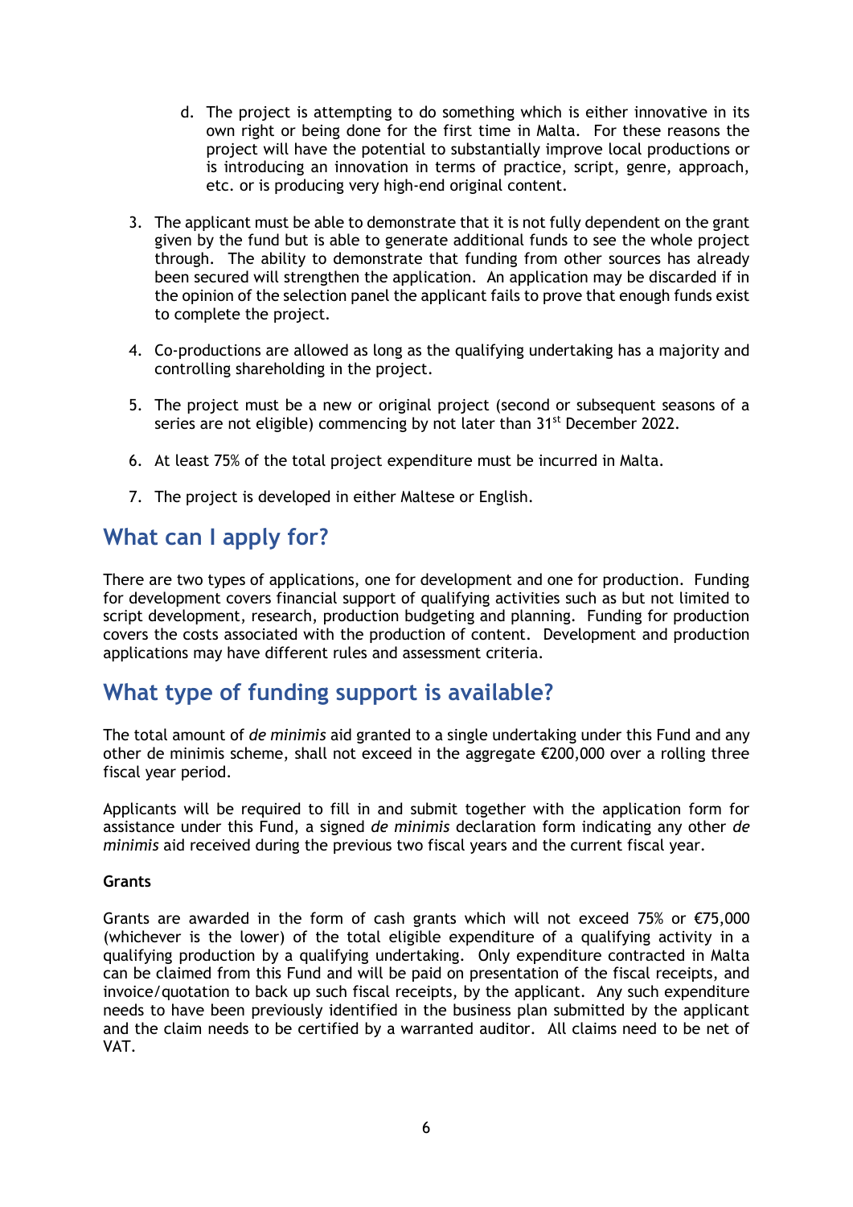d. The project is attempting to do something which is either innovative in its own right or being done for the first time in Malta. For these reasons the project will have the potential to substantially improve local productions or is introducing an innovation in terms of practice, script, genre, approach, etc. or is producing very high-end original content.

3. The applicant must be able to demonstrate that it is not fully dependent on the grant given by the fund but is able to generate additional funds to see the whole project through. The ability to demonstrate that funding from other sources has already been secured will strengthen the application. An application may be discarded if in the opinion of the selection panel the applicant fails to prove that enough funds exist to complete the project.

4. Co-productions are allowed as long as the qualifying undertaking has a majority and controlling shareholding in the project.

5. The project must be a new or original project (second or subsequent seasons of a series are not eligible) commencing by not later than 31st December 2022.

6. At least 75% of the total project expenditure must be incurred in Malta.

7. The project is developed in either Maltese or English.

## What can I apply for?

There are two types of applications, one for development and one for production. Funding for development covers financial support of qualifying activities such as but not limited to script development, research, production budgeting and planning. Funding for production covers the costs associated with the production of content. Development and production applications may have different rules and assessment criteria.

## What type of funding support is available?

The total amount of *de minimis* aid granted to a single undertaking under this Fund and any other de minimis scheme, shall not exceed in the aggregate €200,000 over a rolling three fiscal year period.

Applicants will be required to fill in and submit together with the application form for assistance under this Fund, a signed *de minimis* declaration form indicating any other *de minimis* aid received during the previous two fiscal years and the current fiscal year.

**Grants**

Grants are awarded in the form of cash grants which will not exceed 75% or €75,000 (whichever is the lower) of the total eligible expenditure of a qualifying activity in a qualifying production by a qualifying undertaking. Only expenditure contracted in Malta can be claimed from this Fund and will be paid on presentation of the fiscal receipts, and invoice/quotation to back up such fiscal receipts, by the applicant. Any such expenditure needs to have been previously identified in the business plan submitted by the applicant and the claim needs to be certified by a warranted auditor. All claims need to be net of VAT.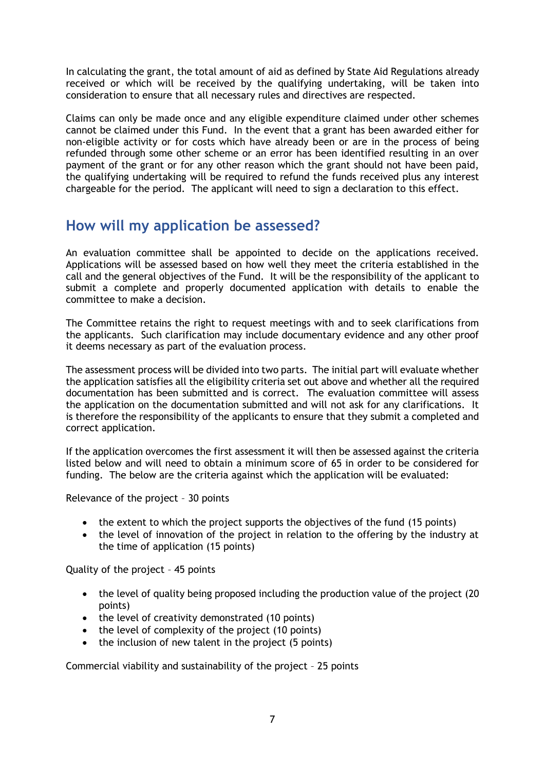In calculating the grant, the total amount of aid as defined by State Aid Regulations already received or which will be received by the qualifying undertaking, will be taken into consideration to ensure that all necessary rules and directives are respected.

Claims can only be made once and any eligible expenditure claimed under other schemes cannot be claimed under this Fund. In the event that a grant has been awarded either for non-eligible activity or for costs which have already been or are in the process of being refunded through some other scheme or an error has been identified resulting in an over payment of the grant or for any other reason which the grant should not have been paid, the qualifying undertaking will be required to refund the funds received plus any interest chargeable for the period. The applicant will need to sign a declaration to this effect.

## How will my application be assessed?

An evaluation committee shall be appointed to decide on the applications received. Applications will be assessed based on how well they meet the criteria established in the call and the general objectives of the Fund. It will be the responsibility of the applicant to submit a complete and properly documented application with details to enable the committee to make a decision.

The Committee retains the right to request meetings with and to seek clarifications from the applicants. Such clarification may include documentary evidence and any other proof it deems necessary as part of the evaluation process.

The assessment process will be divided into two parts. The initial part will evaluate whether the application satisfies all the eligibility criteria set out above and whether all the required documentation has been submitted and is correct. The evaluation committee will assess the application on the documentation submitted and will not ask for any clarifications. It is therefore the responsibility of the applicants to ensure that they submit a completed and correct application.

If the application overcomes the first assessment it will then be assessed against the criteria listed below and will need to obtain a minimum score of 65 in order to be considered for funding. The below are the criteria against which the application will be evaluated:

Relevance of the project – 30 points

- the extent to which the project supports the objectives of the fund (15 points)
- the level of innovation of the project in relation to the offering by the industry at the time of application (15 points)

Quality of the project – 45 points

- the level of quality being proposed including the production value of the project (20 points)
- the level of creativity demonstrated (10 points)
- the level of complexity of the project (10 points)
- the inclusion of new talent in the project (5 points)

Commercial viability and sustainability of the project – 25 points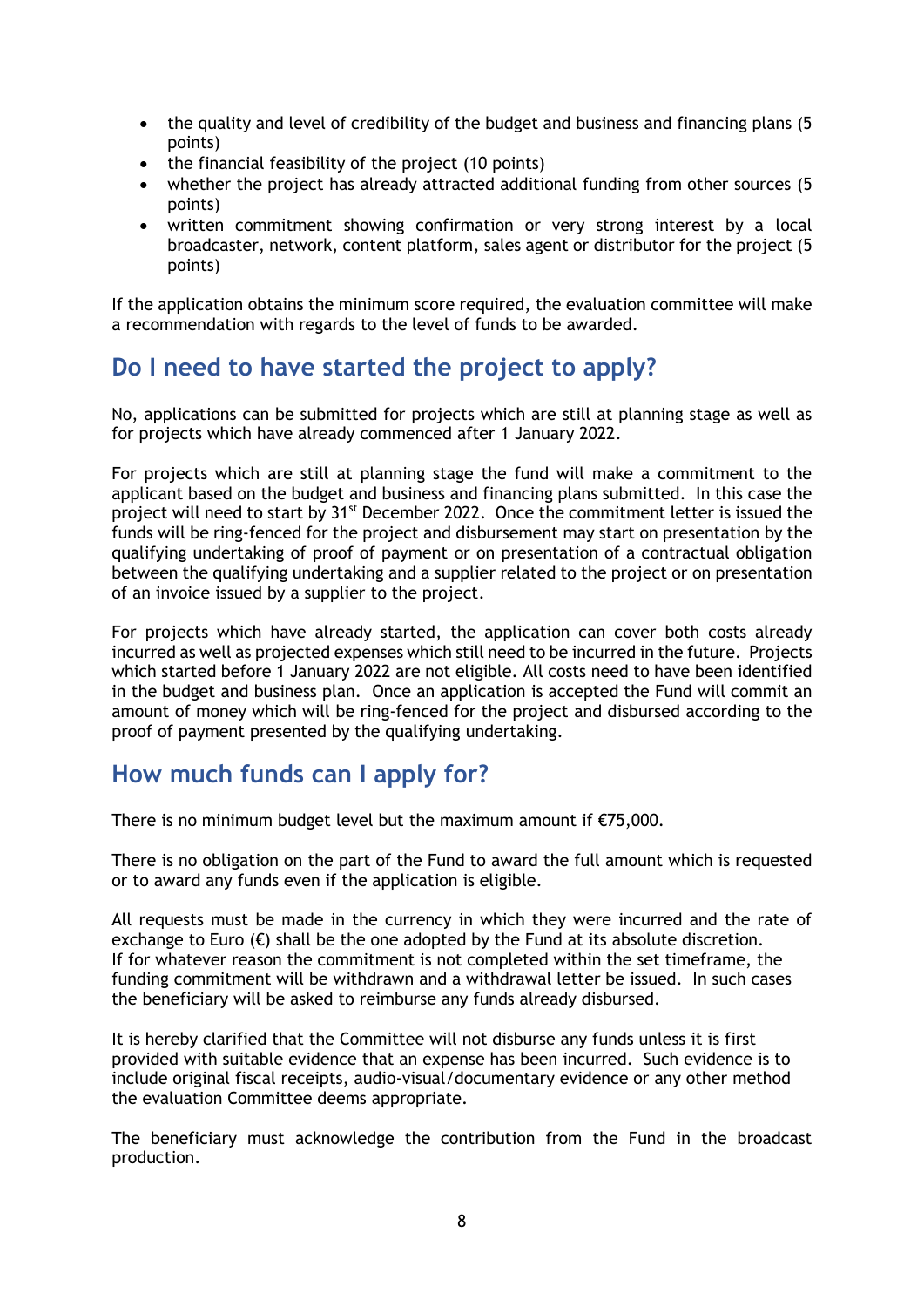- the quality and level of credibility of the budget and business and financing plans (5 points)
- the financial feasibility of the project (10 points)
- whether the project has already attracted additional funding from other sources (5 points)
- written commitment showing confirmation or very strong interest by a local broadcaster, network, content platform, sales agent or distributor for the project (5 points)

If the application obtains the minimum score required, the evaluation committee will make a recommendation with regards to the level of funds to be awarded.

## Do I need to have started the project to apply?

No, applications can be submitted for projects which are still at planning stage as well as for projects which have already commenced after 1 January 2022.

For projects which are still at planning stage the fund will make a commitment to the applicant based on the budget and business and financing plans submitted. In this case the project will need to start by 31st December 2022. Once the commitment letter is issued the funds will be ring-fenced for the project and disbursement may start on presentation by the qualifying undertaking of proof of payment or on presentation of a contractual obligation between the qualifying undertaking and a supplier related to the project or on presentation of an invoice issued by a supplier to the project.

For projects which have already started, the application can cover both costs already incurred as well as projected expenses which still need to be incurred in the future. Projects which started before 1 January 2022 are not eligible. All costs need to have been identified in the budget and business plan. Once an application is accepted the Fund will commit an amount of money which will be ring-fenced for the project and disbursed according to the proof of payment presented by the qualifying undertaking.

## How much funds can I apply for?

There is no minimum budget level but the maximum amount if €75,000.

There is no obligation on the part of the Fund to award the full amount which is requested or to award any funds even if the application is eligible.

All requests must be made in the currency in which they were incurred and the rate of exchange to Euro (€) shall be the one adopted by the Fund at its absolute discretion. If for whatever reason the commitment is not completed within the set timeframe, the funding commitment will be withdrawn and a withdrawal letter be issued. In such cases the beneficiary will be asked to reimburse any funds already disbursed.

It is hereby clarified that the Committee will not disburse any funds unless it is first provided with suitable evidence that an expense has been incurred. Such evidence is to include original fiscal receipts, audio-visual/documentary evidence or any other method the evaluation Committee deems appropriate.

The beneficiary must acknowledge the contribution from the Fund in the broadcast production.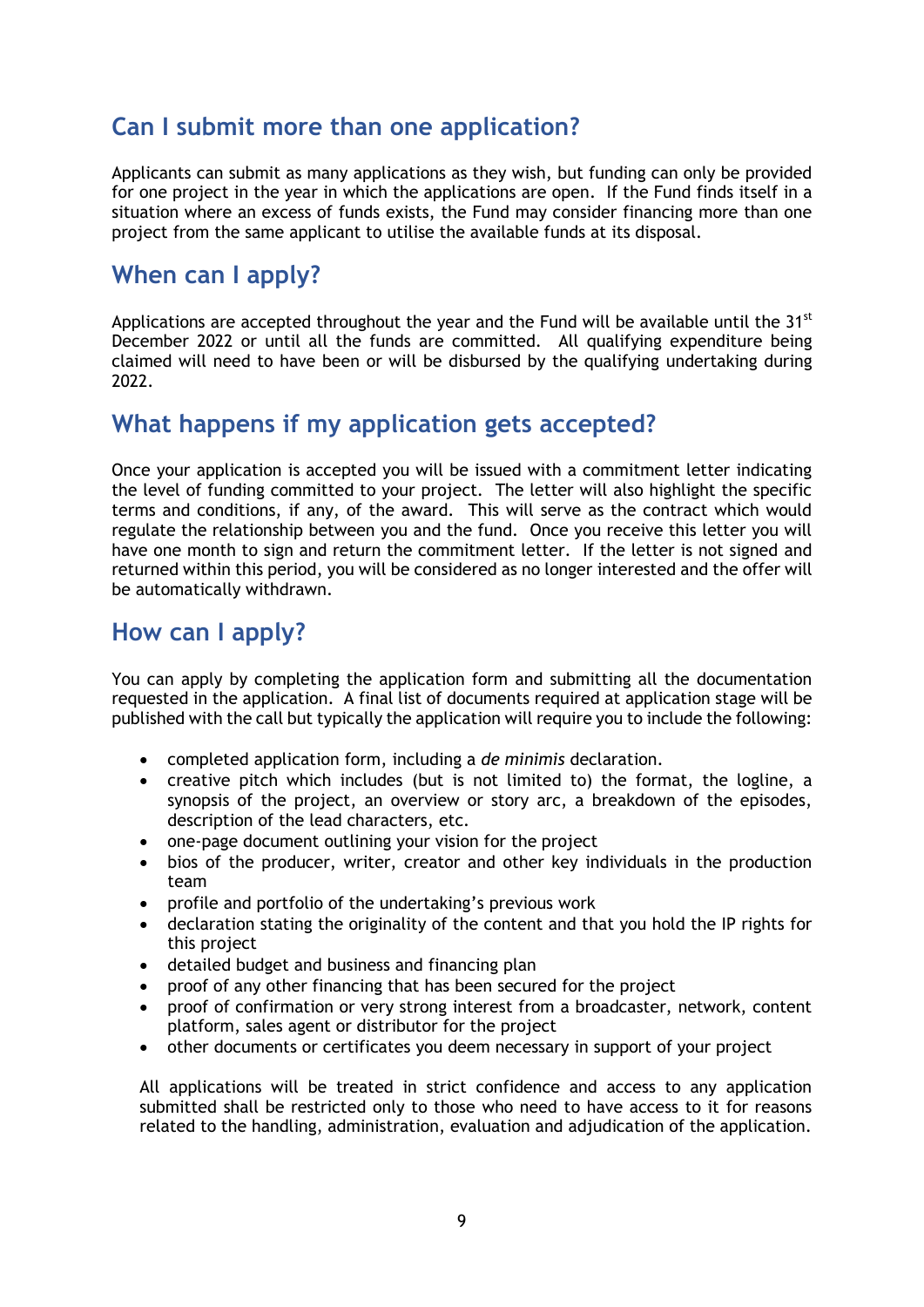## Can I submit more than one application?

Applicants can submit as many applications as they wish, but funding can only be provided for one project in the year in which the applications are open. If the Fund finds itself in a situation where an excess of funds exists, the Fund may consider financing more than one project from the same applicant to utilise the available funds at its disposal.

## When can I apply?

Applications are accepted throughout the year and the Fund will be available until the 31st December 2022 or until all the funds are committed. All qualifying expenditure being claimed will need to have been or will be disbursed by the qualifying undertaking during 2022.

## What happens if my application gets accepted?

Once your application is accepted you will be issued with a commitment letter indicating the level of funding committed to your project. The letter will also highlight the specific terms and conditions, if any, of the award. This will serve as the contract which would regulate the relationship between you and the fund. Once you receive this letter you will have one month to sign and return the commitment letter. If the letter is not signed and returned within this period, you will be considered as no longer interested and the offer will be automatically withdrawn.

## How can I apply?

You can apply by completing the application form and submitting all the documentation requested in the application. A final list of documents required at application stage will be published with the call but typically the application will require you to include the following:

- completed application form, including a *de minimis* declaration.
- creative pitch which includes (but is not limited to) the format, the logline, a synopsis of the project, an overview or story arc, a breakdown of the episodes, description of the lead characters, etc.
- one-page document outlining your vision for the project
- bios of the producer, writer, creator and other key individuals in the production team
- profile and portfolio of the undertaking's previous work
- declaration stating the originality of the content and that you hold the IP rights for this project
- detailed budget and business and financing plan
- proof of any other financing that has been secured for the project
- proof of confirmation or very strong interest from a broadcaster, network, content platform, sales agent or distributor for the project
- other documents or certificates you deem necessary in support of your project

All applications will be treated in strict confidence and access to any application submitted shall be restricted only to those who need to have access to it for reasons related to the handling, administration, evaluation and adjudication of the application.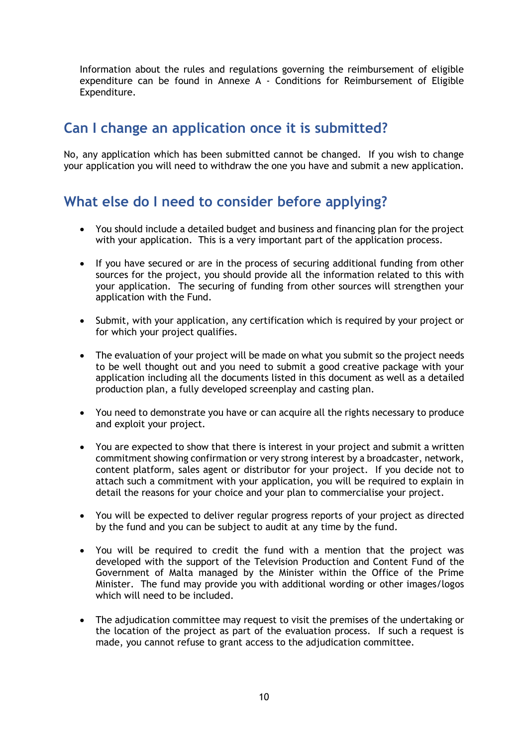Information about the rules and regulations governing the reimbursement of eligible expenditure can be found in Annexe A - Conditions for Reimbursement of Eligible Expenditure.

## Can I change an application once it is submitted?

No, any application which has been submitted cannot be changed. If you wish to change your application you will need to withdraw the one you have and submit a new application.

## What else do I need to consider before applying?

- You should include a detailed budget and business and financing plan for the project with your application. This is a very important part of the application process.
- If you have secured or are in the process of securing additional funding from other sources for the project, you should provide all the information related to this with your application. The securing of funding from other sources will strengthen your application with the Fund.
- Submit, with your application, any certification which is required by your project or for which your project qualifies.
- The evaluation of your project will be made on what you submit so the project needs to be well thought out and you need to submit a good creative package with your application including all the documents listed in this document as well as a detailed production plan, a fully developed screenplay and casting plan.
- You need to demonstrate you have or can acquire all the rights necessary to produce and exploit your project.
- You are expected to show that there is interest in your project and submit a written commitment showing confirmation or very strong interest by a broadcaster, network, content platform, sales agent or distributor for your project. If you decide not to attach such a commitment with your application, you will be required to explain in detail the reasons for your choice and your plan to commercialise your project.
- You will be expected to deliver regular progress reports of your project as directed by the fund and you can be subject to audit at any time by the fund.
- You will be required to credit the fund with a mention that the project was developed with the support of the Television Production and Content Fund of the Government of Malta managed by the Minister within the Office of the Prime Minister. The fund may provide you with additional wording or other images/logos which will need to be included.
- The adjudication committee may request to visit the premises of the undertaking or the location of the project as part of the evaluation process. If such a request is made, you cannot refuse to grant access to the adjudication committee.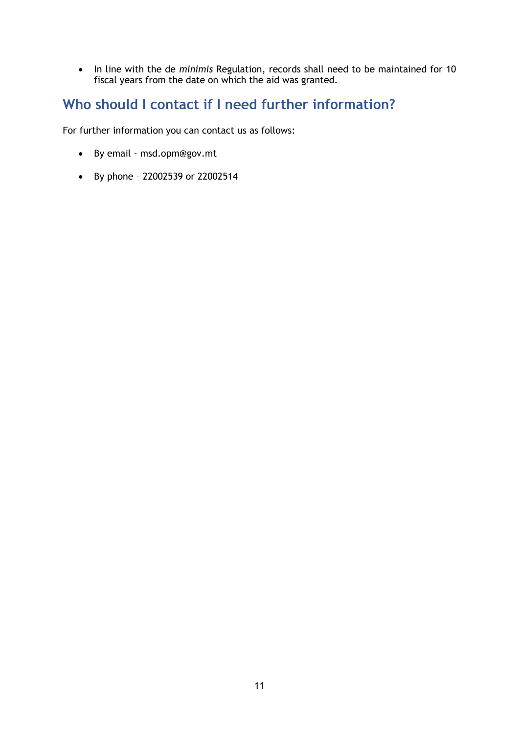- In line with the de *minimis* Regulation, records shall need to be maintained for 10 fiscal years from the date on which the aid was granted.

## Who should I contact if I need further information?

For further information you can contact us as follows:

- By email - msd.opm@gov.mt
- By phone – 22002539 or 22002514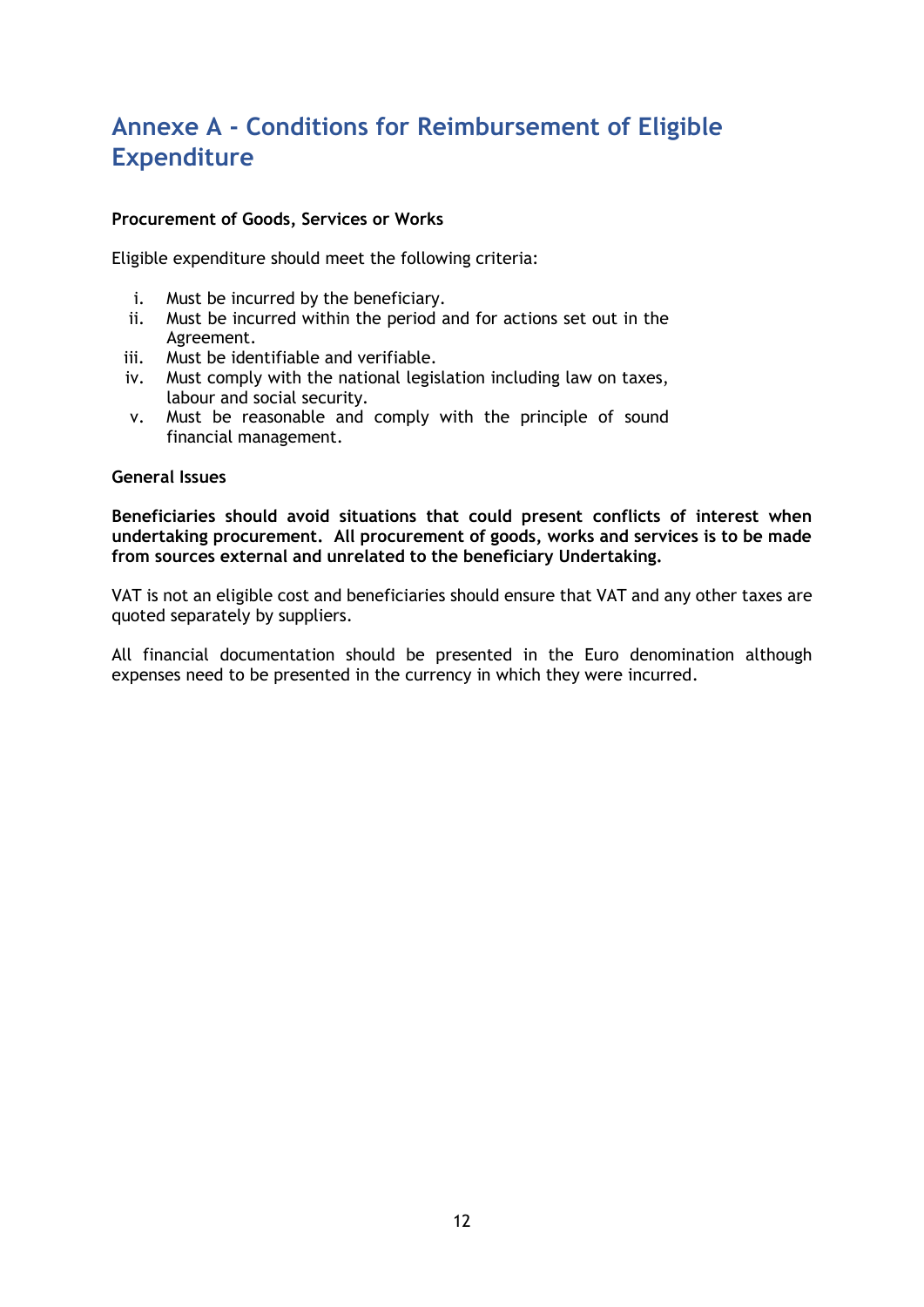# Annexe A - Conditions for Reimbursement of Eligible Expenditure

**Procurement of Goods, Services or Works**

Eligible expenditure should meet the following criteria:

i. Must be incurred by the beneficiary.
ii. Must be incurred within the period and for actions set out in the Agreement.
iii. Must be identifiable and verifiable.
iv. Must comply with the national legislation including law on taxes, labour and social security.
v. Must be reasonable and comply with the principle of sound financial management.

**General Issues**

**Beneficiaries should avoid situations that could present conflicts of interest when undertaking procurement. All procurement of goods, works and services is to be made from sources external and unrelated to the beneficiary Undertaking.**

VAT is not an eligible cost and beneficiaries should ensure that VAT and any other taxes are quoted separately by suppliers.

All financial documentation should be presented in the Euro denomination although expenses need to be presented in the currency in which they were incurred.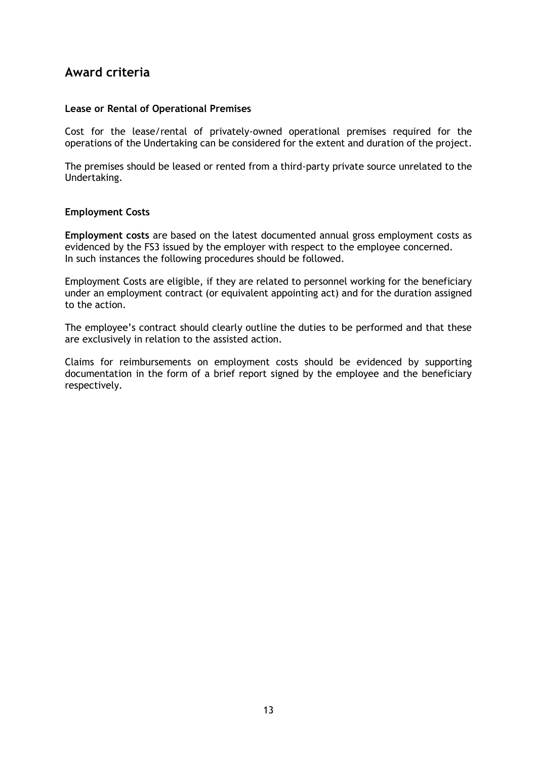## Award criteria

**Lease or Rental of Operational Premises**

Cost for the lease/rental of privately-owned operational premises required for the operations of the Undertaking can be considered for the extent and duration of the project.

The premises should be leased or rented from a third-party private source unrelated to the Undertaking.

**Employment Costs**

**Employment costs** are based on the latest documented annual gross employment costs as evidenced by the FS3 issued by the employer with respect to the employee concerned.
In such instances the following procedures should be followed.

Employment Costs are eligible, if they are related to personnel working for the beneficiary under an employment contract (or equivalent appointing act) and for the duration assigned to the action.

The employee's contract should clearly outline the duties to be performed and that these are exclusively in relation to the assisted action.

Claims for reimbursements on employment costs should be evidenced by supporting documentation in the form of a brief report signed by the employee and the beneficiary respectively.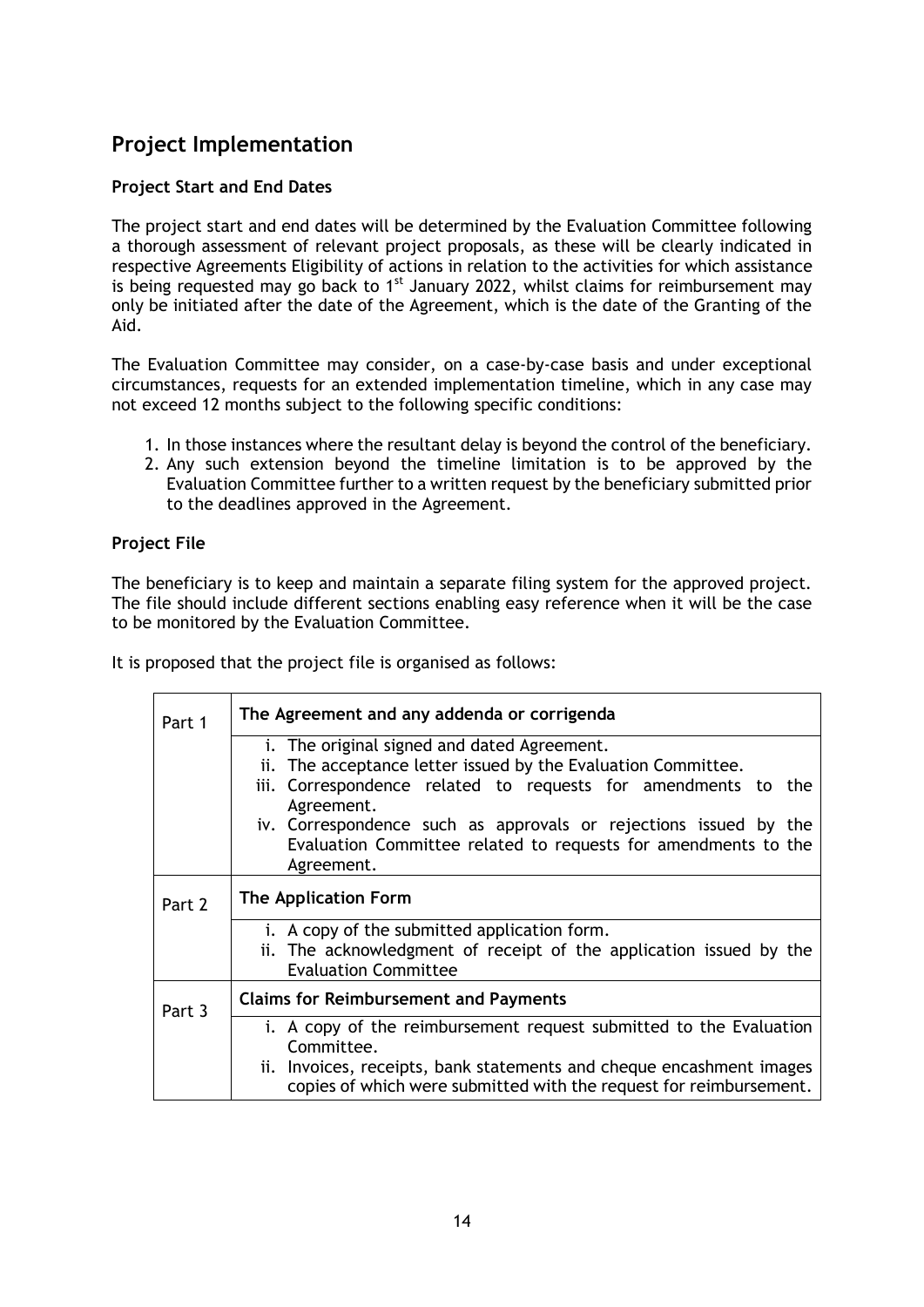## Project Implementation

### Project Start and End Dates

The project start and end dates will be determined by the Evaluation Committee following a thorough assessment of relevant project proposals, as these will be clearly indicated in respective Agreements Eligibility of actions in relation to the activities for which assistance is being requested may go back to 1st January 2022, whilst claims for reimbursement may only be initiated after the date of the Agreement, which is the date of the Granting of the Aid.

The Evaluation Committee may consider, on a case-by-case basis and under exceptional circumstances, requests for an extended implementation timeline, which in any case may not exceed 12 months subject to the following specific conditions:

1. In those instances where the resultant delay is beyond the control of the beneficiary.
2. Any such extension beyond the timeline limitation is to be approved by the Evaluation Committee further to a written request by the beneficiary submitted prior to the deadlines approved in the Agreement.

### Project File

The beneficiary is to keep and maintain a separate filing system for the approved project. The file should include different sections enabling easy reference when it will be the case to be monitored by the Evaluation Committee.

It is proposed that the project file is organised as follows:

| Part | Contents |
|---|---|
| Part 1 | **The Agreement and any addenda or corrigenda** |
| | i. The original signed and dated Agreement.<br>ii. The acceptance letter issued by the Evaluation Committee.<br>iii. Correspondence related to requests for amendments to the Agreement.<br>iv. Correspondence such as approvals or rejections issued by the Evaluation Committee related to requests for amendments to the Agreement. |
| Part 2 | **The Application Form** |
| | i. A copy of the submitted application form.<br>ii. The acknowledgment of receipt of the application issued by the Evaluation Committee |
| Part 3 | **Claims for Reimbursement and Payments** |
| | i. A copy of the reimbursement request submitted to the Evaluation Committee.<br>ii. Invoices, receipts, bank statements and cheque encashment images copies of which were submitted with the request for reimbursement. |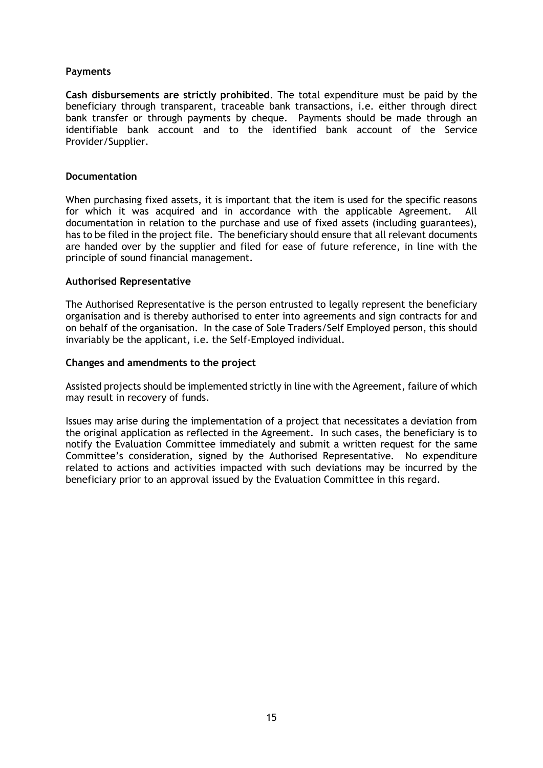**Payments**

**Cash disbursements are strictly prohibited**. The total expenditure must be paid by the beneficiary through transparent, traceable bank transactions, i.e. either through direct bank transfer or through payments by cheque. Payments should be made through an identifiable bank account and to the identified bank account of the Service Provider/Supplier.

**Documentation**

When purchasing fixed assets, it is important that the item is used for the specific reasons for which it was acquired and in accordance with the applicable Agreement. All documentation in relation to the purchase and use of fixed assets (including guarantees), has to be filed in the project file. The beneficiary should ensure that all relevant documents are handed over by the supplier and filed for ease of future reference, in line with the principle of sound financial management.

**Authorised Representative**

The Authorised Representative is the person entrusted to legally represent the beneficiary organisation and is thereby authorised to enter into agreements and sign contracts for and on behalf of the organisation. In the case of Sole Traders/Self Employed person, this should invariably be the applicant, i.e. the Self-Employed individual.

**Changes and amendments to the project**

Assisted projects should be implemented strictly in line with the Agreement, failure of which may result in recovery of funds.

Issues may arise during the implementation of a project that necessitates a deviation from the original application as reflected in the Agreement. In such cases, the beneficiary is to notify the Evaluation Committee immediately and submit a written request for the same Committee's consideration, signed by the Authorised Representative. No expenditure related to actions and activities impacted with such deviations may be incurred by the beneficiary prior to an approval issued by the Evaluation Committee in this regard.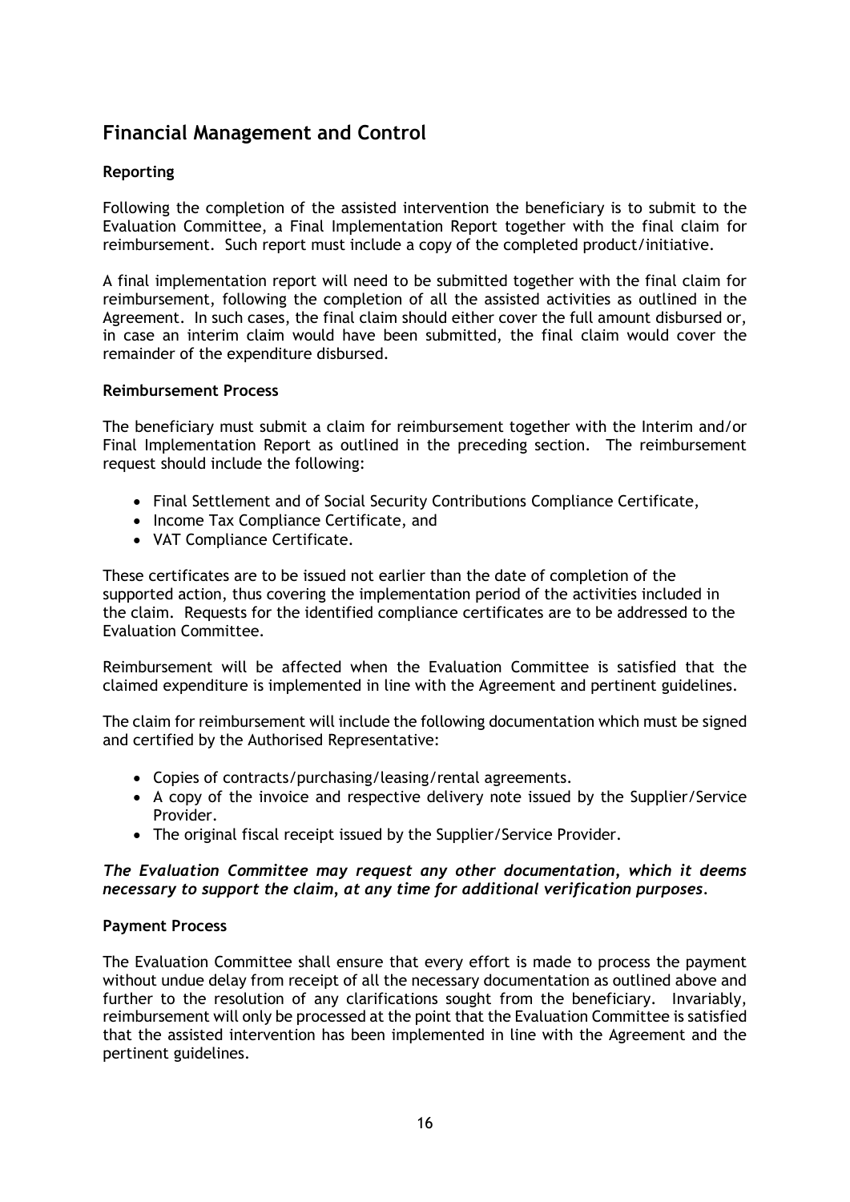## Financial Management and Control

### Reporting

Following the completion of the assisted intervention the beneficiary is to submit to the Evaluation Committee, a Final Implementation Report together with the final claim for reimbursement. Such report must include a copy of the completed product/initiative.

A final implementation report will need to be submitted together with the final claim for reimbursement, following the completion of all the assisted activities as outlined in the Agreement. In such cases, the final claim should either cover the full amount disbursed or, in case an interim claim would have been submitted, the final claim would cover the remainder of the expenditure disbursed.

### Reimbursement Process

The beneficiary must submit a claim for reimbursement together with the Interim and/or Final Implementation Report as outlined in the preceding section. The reimbursement request should include the following:

- Final Settlement and of Social Security Contributions Compliance Certificate,
- Income Tax Compliance Certificate, and
- VAT Compliance Certificate.

These certificates are to be issued not earlier than the date of completion of the supported action, thus covering the implementation period of the activities included in the claim. Requests for the identified compliance certificates are to be addressed to the Evaluation Committee.

Reimbursement will be affected when the Evaluation Committee is satisfied that the claimed expenditure is implemented in line with the Agreement and pertinent guidelines.

The claim for reimbursement will include the following documentation which must be signed and certified by the Authorised Representative:

- Copies of contracts/purchasing/leasing/rental agreements.
- A copy of the invoice and respective delivery note issued by the Supplier/Service Provider.
- The original fiscal receipt issued by the Supplier/Service Provider.

***The Evaluation Committee may request any other documentation, which it deems necessary to support the claim, at any time for additional verification purposes.***

### Payment Process

The Evaluation Committee shall ensure that every effort is made to process the payment without undue delay from receipt of all the necessary documentation as outlined above and further to the resolution of any clarifications sought from the beneficiary. Invariably, reimbursement will only be processed at the point that the Evaluation Committee is satisfied that the assisted intervention has been implemented in line with the Agreement and the pertinent guidelines.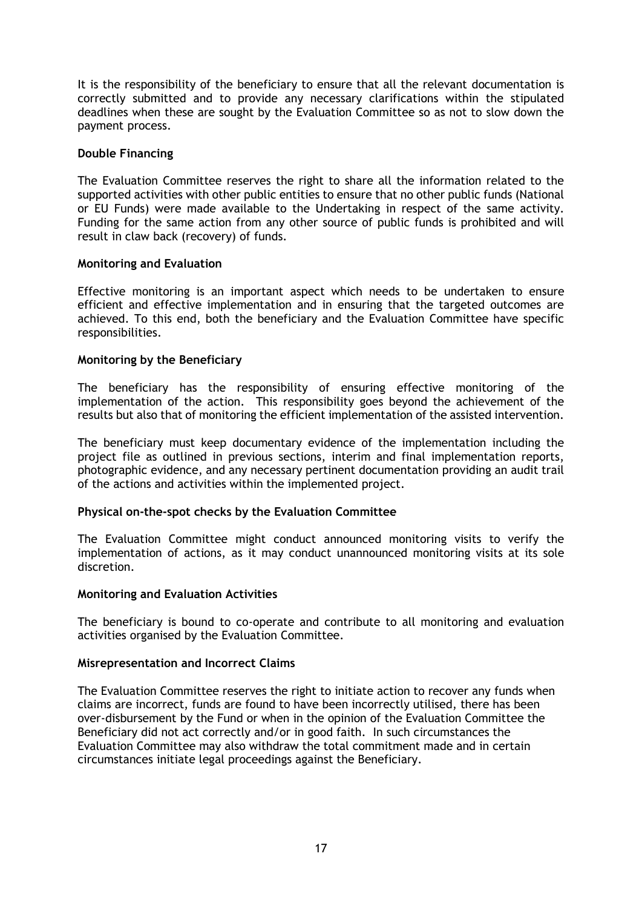It is the responsibility of the beneficiary to ensure that all the relevant documentation is correctly submitted and to provide any necessary clarifications within the stipulated deadlines when these are sought by the Evaluation Committee so as not to slow down the payment process.

**Double Financing**

The Evaluation Committee reserves the right to share all the information related to the supported activities with other public entities to ensure that no other public funds (National or EU Funds) were made available to the Undertaking in respect of the same activity. Funding for the same action from any other source of public funds is prohibited and will result in claw back (recovery) of funds.

**Monitoring and Evaluation**

Effective monitoring is an important aspect which needs to be undertaken to ensure efficient and effective implementation and in ensuring that the targeted outcomes are achieved. To this end, both the beneficiary and the Evaluation Committee have specific responsibilities.

**Monitoring by the Beneficiary**

The beneficiary has the responsibility of ensuring effective monitoring of the implementation of the action. This responsibility goes beyond the achievement of the results but also that of monitoring the efficient implementation of the assisted intervention.

The beneficiary must keep documentary evidence of the implementation including the project file as outlined in previous sections, interim and final implementation reports, photographic evidence, and any necessary pertinent documentation providing an audit trail of the actions and activities within the implemented project.

**Physical on-the-spot checks by the Evaluation Committee**

The Evaluation Committee might conduct announced monitoring visits to verify the implementation of actions, as it may conduct unannounced monitoring visits at its sole discretion.

**Monitoring and Evaluation Activities**

The beneficiary is bound to co-operate and contribute to all monitoring and evaluation activities organised by the Evaluation Committee.

**Misrepresentation and Incorrect Claims**

The Evaluation Committee reserves the right to initiate action to recover any funds when claims are incorrect, funds are found to have been incorrectly utilised, there has been over-disbursement by the Fund or when in the opinion of the Evaluation Committee the Beneficiary did not act correctly and/or in good faith. In such circumstances the Evaluation Committee may also withdraw the total commitment made and in certain circumstances initiate legal proceedings against the Beneficiary.